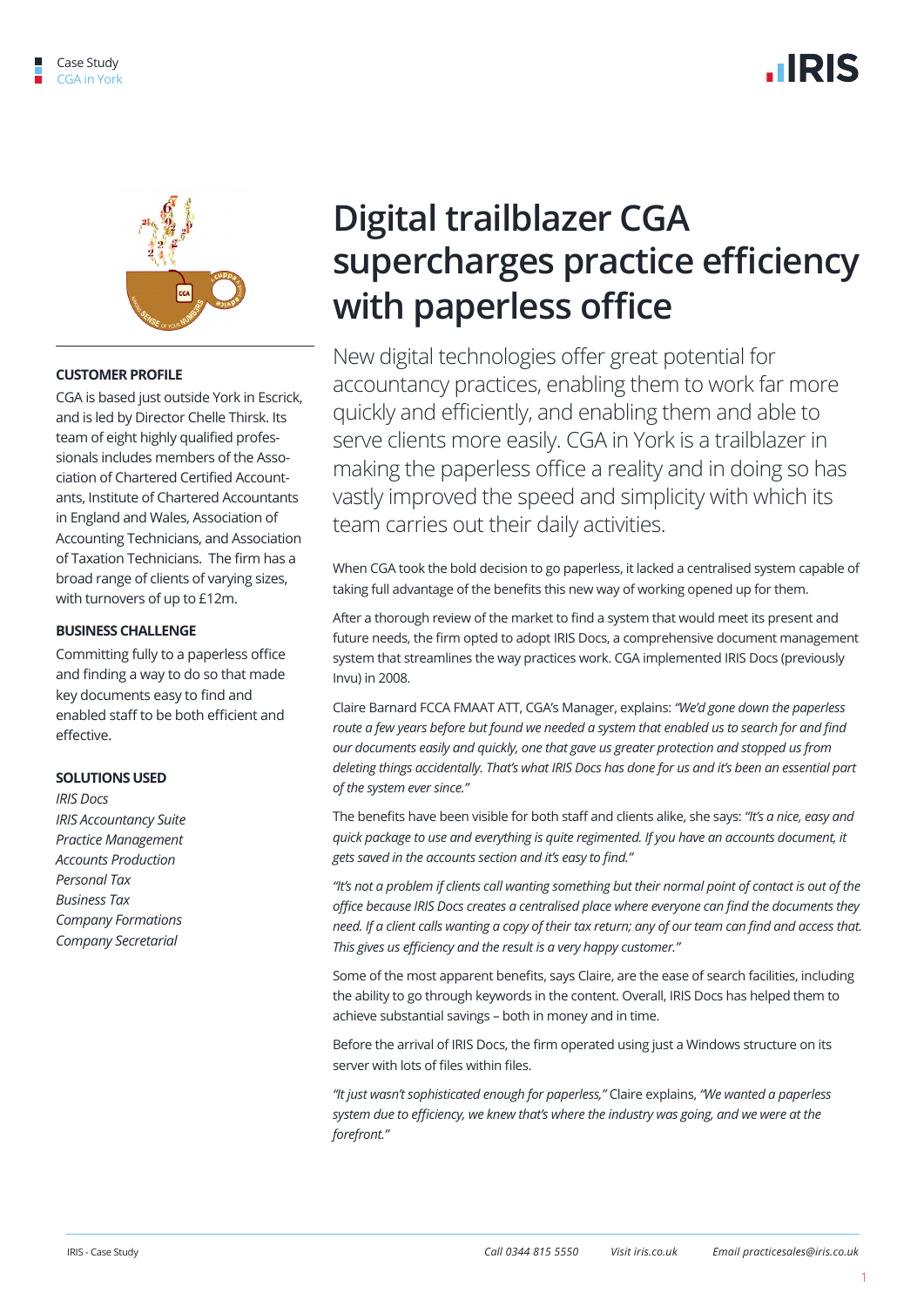Case Study
CGA in York

# Digital trailblazer CGA supercharges practice efficiency with paperless office

New digital technologies offer great potential for accountancy practices, enabling them to work far more quickly and efficiently, and enabling them and able to serve clients more easily. CGA in York is a trailblazer in making the paperless office a reality and in doing so has vastly improved the speed and simplicity with which its team carries out their daily activities.

### CUSTOMER PROFILE

CGA is based just outside York in Escrick, and is led by Director Chelle Thirsk. Its team of eight highly qualified professionals includes members of the Association of Chartered Certified Accountants, Institute of Chartered Accountants in England and Wales, Association of Accounting Technicians, and Association of Taxation Technicians. The firm has a broad range of clients of varying sizes, with turnovers of up to £12m.

### BUSINESS CHALLENGE

Committing fully to a paperless office and finding a way to do so that made key documents easy to find and enabled staff to be both efficient and effective.

### SOLUTIONS USED

*IRIS Docs*
*IRIS Accountancy Suite*
*Practice Management*
*Accounts Production*
*Personal Tax*
*Business Tax*
*Company Formations*
*Company Secretarial*

When CGA took the bold decision to go paperless, it lacked a centralised system capable of taking full advantage of the benefits this new way of working opened up for them.

After a thorough review of the market to find a system that would meet its present and future needs, the firm opted to adopt IRIS Docs, a comprehensive document management system that streamlines the way practices work. CGA implemented IRIS Docs (previously Invu) in 2008.

Claire Barnard FCCA FMAAT ATT, CGA's Manager, explains: *"We'd gone down the paperless route a few years before but found we needed a system that enabled us to search for and find our documents easily and quickly, one that gave us greater protection and stopped us from deleting things accidentally. That's what IRIS Docs has done for us and it's been an essential part of the system ever since."*

The benefits have been visible for both staff and clients alike, she says: *"It's a nice, easy and quick package to use and everything is quite regimented. If you have an accounts document, it gets saved in the accounts section and it's easy to find."*

*"It's not a problem if clients call wanting something but their normal point of contact is out of the office because IRIS Docs creates a centralised place where everyone can find the documents they need. If a client calls wanting a copy of their tax return; any of our team can find and access that. This gives us efficiency and the result is a very happy customer."*

Some of the most apparent benefits, says Claire, are the ease of search facilities, including the ability to go through keywords in the content. Overall, IRIS Docs has helped them to achieve substantial savings – both in money and in time.

Before the arrival of IRIS Docs, the firm operated using just a Windows structure on its server with lots of files within files.

*"It just wasn't sophisticated enough for paperless,"* Claire explains, *"We wanted a paperless system due to efficiency, we knew that's where the industry was going, and we were at the forefront."*

IRIS - Case Study | *Call 0344 815 5550* | *Visit iris.co.uk* | *Email practicesales@iris.co.uk*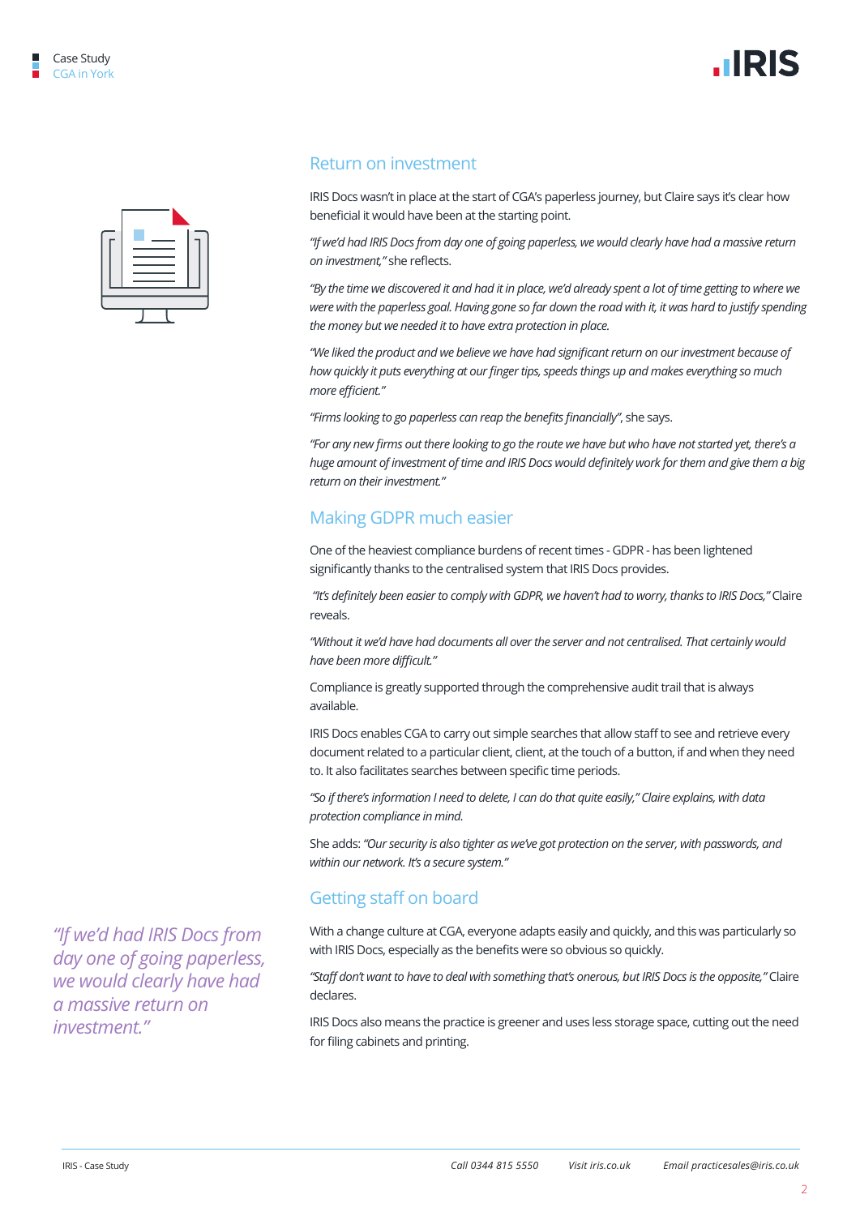## Return on investment

IRIS Docs wasn't in place at the start of CGA's paperless journey, but Claire says it's clear how beneficial it would have been at the starting point.

*"If we'd had IRIS Docs from day one of going paperless, we would clearly have had a massive return on investment,"* she reflects.

*"By the time we discovered it and had it in place, we'd already spent a lot of time getting to where we were with the paperless goal. Having gone so far down the road with it, it was hard to justify spending the money but we needed it to have extra protection in place.*

*"We liked the product and we believe we have had significant return on our investment because of how quickly it puts everything at our finger tips, speeds things up and makes everything so much more efficient."*

*"Firms looking to go paperless can reap the benefits financially"*, she says.

*"For any new firms out there looking to go the route we have but who have not started yet, there's a huge amount of investment of time and IRIS Docs would definitely work for them and give them a big return on their investment."*

## Making GDPR much easier

One of the heaviest compliance burdens of recent times - GDPR - has been lightened significantly thanks to the centralised system that IRIS Docs provides.

*"It's definitely been easier to comply with GDPR, we haven't had to worry, thanks to IRIS Docs,"* Claire reveals.

*"Without it we'd have had documents all over the server and not centralised. That certainly would have been more difficult."*

Compliance is greatly supported through the comprehensive audit trail that is always available.

IRIS Docs enables CGA to carry out simple searches that allow staff to see and retrieve every document related to a particular client, client, at the touch of a button, if and when they need to. It also facilitates searches between specific time periods.

*"So if there's information I need to delete, I can do that quite easily," Claire explains, with data protection compliance in mind.*

She adds: *"Our security is also tighter as we've got protection on the server, with passwords, and within our network. It's a secure system."*

## Getting staff on board

With a change culture at CGA, everyone adapts easily and quickly, and this was particularly so with IRIS Docs, especially as the benefits were so obvious so quickly.

*"Staff don't want to have to deal with something that's onerous, but IRIS Docs is the opposite,"* Claire declares.

IRIS Docs also means the practice is greener and uses less storage space, cutting out the need for filing cabinets and printing.

*"If we'd had IRIS Docs from day one of going paperless, we would clearly have had a massive return on investment."*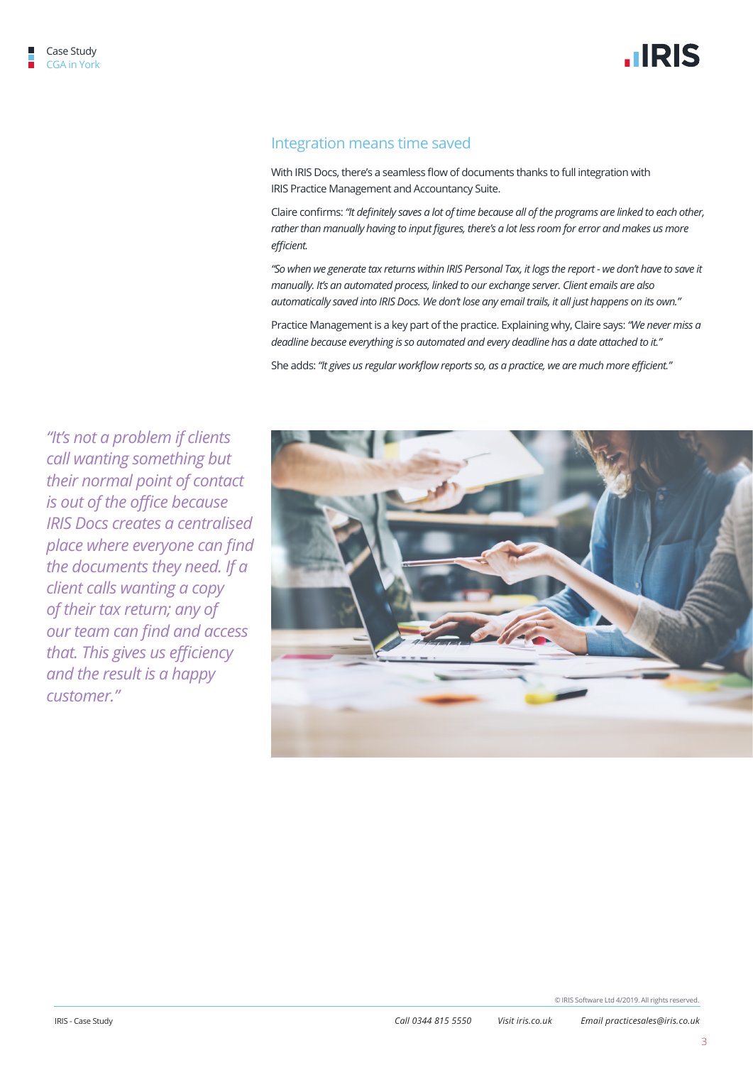## Integration means time saved

With IRIS Docs, there's a seamless flow of documents thanks to full integration with IRIS Practice Management and Accountancy Suite.

Claire confirms: *"It definitely saves a lot of time because all of the programs are linked to each other, rather than manually having to input figures, there's a lot less room for error and makes us more efficient.*

*"So when we generate tax returns within IRIS Personal Tax, it logs the report - we don't have to save it manually. It's an automated process, linked to our exchange server. Client emails are also automatically saved into IRIS Docs. We don't lose any email trails, it all just happens on its own."*

Practice Management is a key part of the practice. Explaining why, Claire says: *"We never miss a deadline because everything is so automated and every deadline has a date attached to it."*

She adds: *"It gives us regular workflow reports so, as a practice, we are much more efficient."*

*"It's not a problem if clients call wanting something but their normal point of contact is out of the office because IRIS Docs creates a centralised place where everyone can find the documents they need. If a client calls wanting a copy of their tax return; any of our team can find and access that. This gives us efficiency and the result is a happy customer."*

© IRIS Software Ltd 4/2019. All rights reserved.

*Call 0344 815 5550* *Visit iris.co.uk* *Email practicesales@iris.co.uk*